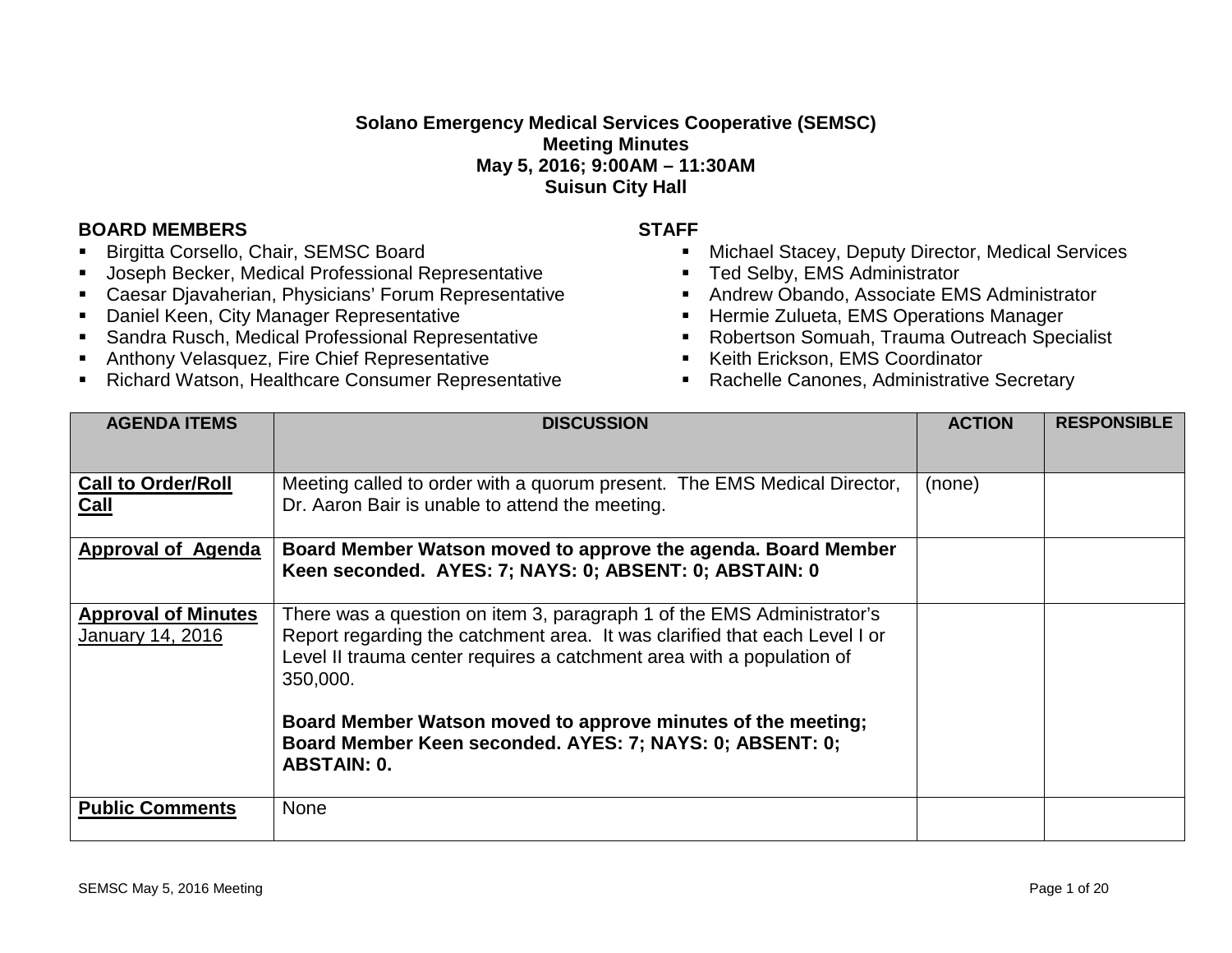**Solano Emergency Medical Services Cooperative (SEMSC)**
**Meeting Minutes**
**May 5, 2016; 9:00AM – 11:30AM**
**Suisun City Hall**

**BOARD MEMBERS**

- Birgitta Corsello, Chair, SEMSC Board
- Joseph Becker, Medical Professional Representative
- Caesar Djavaherian, Physicians' Forum Representative
- Daniel Keen, City Manager Representative
- Sandra Rusch, Medical Professional Representative
- Anthony Velasquez, Fire Chief Representative
- Richard Watson, Healthcare Consumer Representative

**STAFF**

- Michael Stacey, Deputy Director, Medical Services
- Ted Selby, EMS Administrator
- Andrew Obando, Associate EMS Administrator
- Hermie Zulueta, EMS Operations Manager
- Robertson Somuah, Trauma Outreach Specialist
- Keith Erickson, EMS Coordinator
- Rachelle Canones, Administrative Secretary

| AGENDA ITEMS | DISCUSSION | ACTION | RESPONSIBLE |
|---|---|---|---|
| **Call to Order/Roll Call** | Meeting called to order with a quorum present. The EMS Medical Director, Dr. Aaron Bair is unable to attend the meeting. | (none) | |
| **Approval of Agenda** | **Board Member Watson moved to approve the agenda. Board Member Keen seconded. AYES: 7; NAYS: 0; ABSENT: 0; ABSTAIN: 0** | | |
| **Approval of Minutes** January 14, 2016 | There was a question on item 3, paragraph 1 of the EMS Administrator's Report regarding the catchment area. It was clarified that each Level I or Level II trauma center requires a catchment area with a population of 350,000.<br><br>**Board Member Watson moved to approve minutes of the meeting; Board Member Keen seconded. AYES: 7; NAYS: 0; ABSENT: 0; ABSTAIN: 0.** | | |
| **Public Comments** | None | | |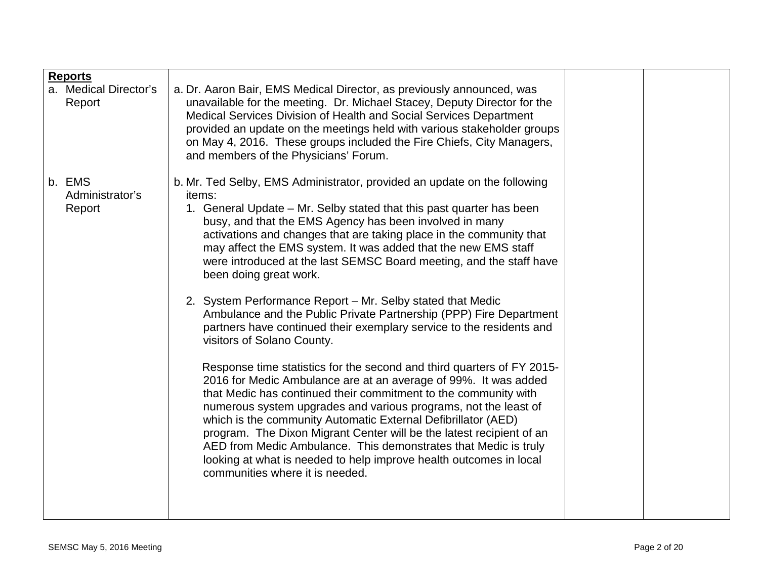| **Reports** | | | |
|---|---|---|---|
| a. Medical Director's Report | a. Dr. Aaron Bair, EMS Medical Director, as previously announced, was unavailable for the meeting. Dr. Michael Stacey, Deputy Director for the Medical Services Division of Health and Social Services Department provided an update on the meetings held with various stakeholder groups on May 4, 2016. These groups included the Fire Chiefs, City Managers, and members of the Physicians' Forum. | | |
| b. EMS Administrator's Report | b. Mr. Ted Selby, EMS Administrator, provided an update on the following items:<br>1. General Update – Mr. Selby stated that this past quarter has been busy, and that the EMS Agency has been involved in many activations and changes that are taking place in the community that may affect the EMS system. It was added that the new EMS staff were introduced at the last SEMSC Board meeting, and the staff have been doing great work.<br><br>2. System Performance Report – Mr. Selby stated that Medic Ambulance and the Public Private Partnership (PPP) Fire Department partners have continued their exemplary service to the residents and visitors of Solano County.<br><br>Response time statistics for the second and third quarters of FY 2015-2016 for Medic Ambulance are at an average of 99%. It was added that Medic has continued their commitment to the community with numerous system upgrades and various programs, not the least of which is the community Automatic External Defibrillator (AED) program. The Dixon Migrant Center will be the latest recipient of an AED from Medic Ambulance. This demonstrates that Medic is truly looking at what is needed to help improve health outcomes in local communities where it is needed. | | |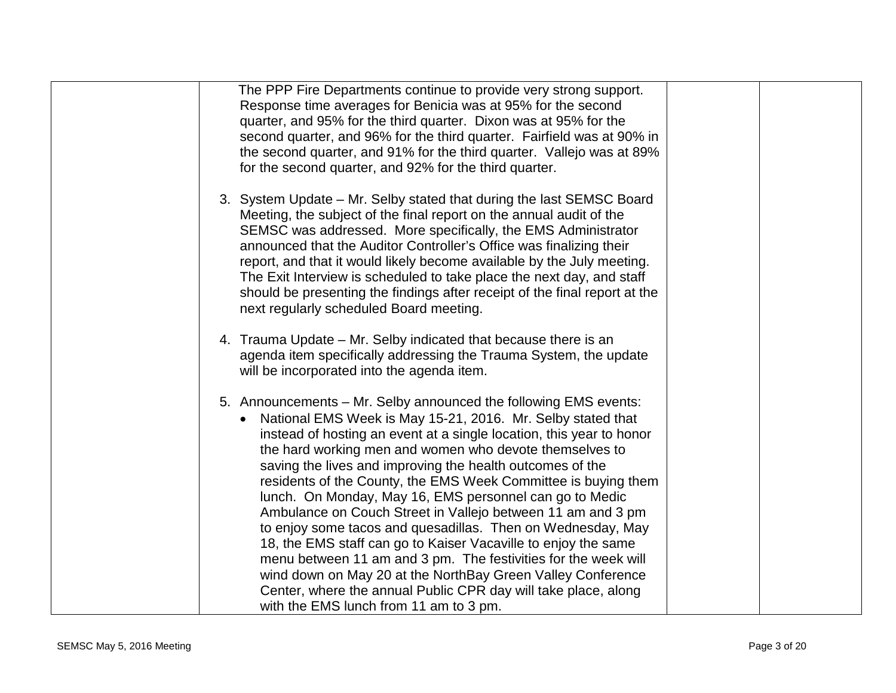| | The PPP Fire Departments continue to provide very strong support. Response time averages for Benicia was at 95% for the second quarter, and 95% for the third quarter. Dixon was at 95% for the second quarter, and 96% for the third quarter. Fairfield was at 90% in the second quarter, and 91% for the third quarter. Vallejo was at 89% for the second quarter, and 92% for the third quarter.<br><br>3. System Update – Mr. Selby stated that during the last SEMSC Board Meeting, the subject of the final report on the annual audit of the SEMSC was addressed. More specifically, the EMS Administrator announced that the Auditor Controller's Office was finalizing their report, and that it would likely become available by the July meeting. The Exit Interview is scheduled to take place the next day, and staff should be presenting the findings after receipt of the final report at the next regularly scheduled Board meeting.<br><br>4. Trauma Update – Mr. Selby indicated that because there is an agenda item specifically addressing the Trauma System, the update will be incorporated into the agenda item.<br><br>5. Announcements – Mr. Selby announced the following EMS events:<br>• National EMS Week is May 15-21, 2016. Mr. Selby stated that instead of hosting an event at a single location, this year to honor the hard working men and women who devote themselves to saving the lives and improving the health outcomes of the residents of the County, the EMS Week Committee is buying them lunch. On Monday, May 16, EMS personnel can go to Medic Ambulance on Couch Street in Vallejo between 11 am and 3 pm to enjoy some tacos and quesadillas. Then on Wednesday, May 18, the EMS staff can go to Kaiser Vacaville to enjoy the same menu between 11 am and 3 pm. The festivities for the week will wind down on May 20 at the NorthBay Green Valley Conference Center, where the annual Public CPR day will take place, along with the EMS lunch from 11 am to 3 pm. | | |
|---|---|---|---|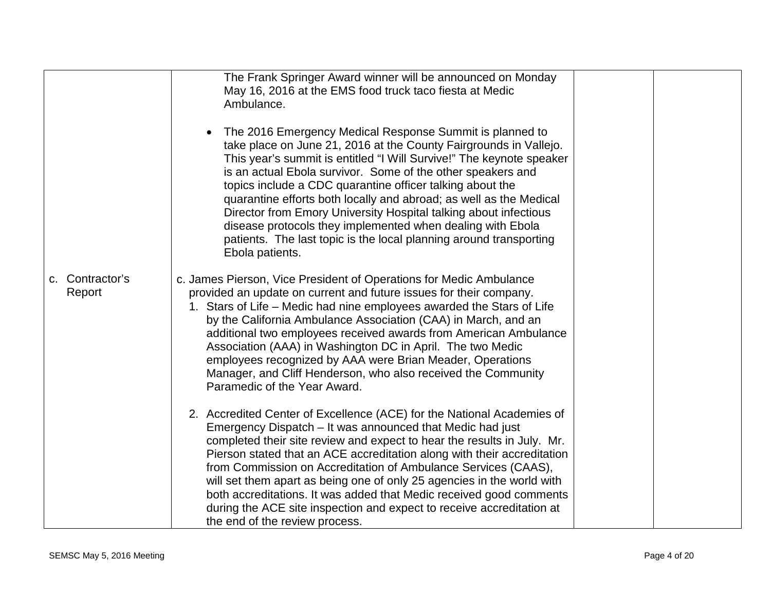| | | | |
|---|---|---|---|
| | The Frank Springer Award winner will be announced on Monday May 16, 2016 at the EMS food truck taco fiesta at Medic Ambulance.<br><br>• The 2016 Emergency Medical Response Summit is planned to take place on June 21, 2016 at the County Fairgrounds in Vallejo. This year's summit is entitled "I Will Survive!" The keynote speaker is an actual Ebola survivor. Some of the other speakers and topics include a CDC quarantine officer talking about the quarantine efforts both locally and abroad; as well as the Medical Director from Emory University Hospital talking about infectious disease protocols they implemented when dealing with Ebola patients. The last topic is the local planning around transporting Ebola patients. | | |
| c. Contractor's Report | c. James Pierson, Vice President of Operations for Medic Ambulance provided an update on current and future issues for their company.<br>1. Stars of Life – Medic had nine employees awarded the Stars of Life by the California Ambulance Association (CAA) in March, and an additional two employees received awards from American Ambulance Association (AAA) in Washington DC in April. The two Medic employees recognized by AAA were Brian Meader, Operations Manager, and Cliff Henderson, who also received the Community Paramedic of the Year Award.<br><br>2. Accredited Center of Excellence (ACE) for the National Academies of Emergency Dispatch – It was announced that Medic had just completed their site review and expect to hear the results in July. Mr. Pierson stated that an ACE accreditation along with their accreditation from Commission on Accreditation of Ambulance Services (CAAS), will set them apart as being one of only 25 agencies in the world with both accreditations. It was added that Medic received good comments during the ACE site inspection and expect to receive accreditation at the end of the review process. | | |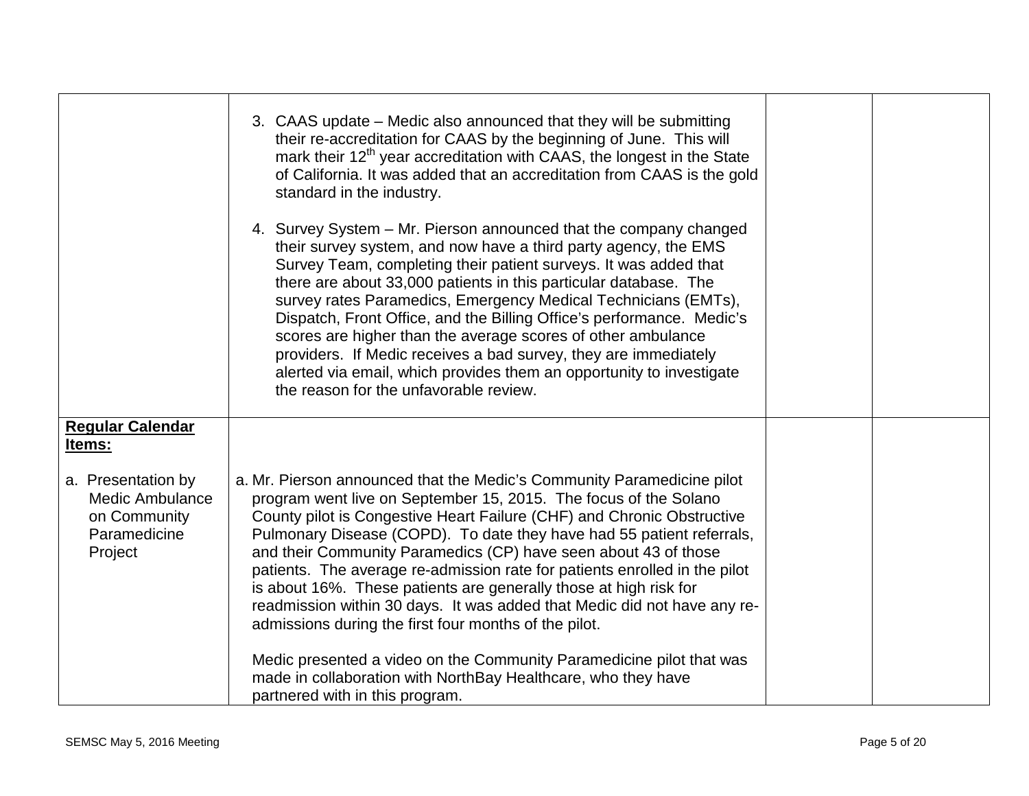| | | | |
|---|---|---|---|
| | 3. CAAS update – Medic also announced that they will be submitting their re-accreditation for CAAS by the beginning of June. This will mark their 12th year accreditation with CAAS, the longest in the State of California. It was added that an accreditation from CAAS is the gold standard in the industry.<br><br>4. Survey System – Mr. Pierson announced that the company changed their survey system, and now have a third party agency, the EMS Survey Team, completing their patient surveys. It was added that there are about 33,000 patients in this particular database. The survey rates Paramedics, Emergency Medical Technicians (EMTs), Dispatch, Front Office, and the Billing Office's performance. Medic's scores are higher than the average scores of other ambulance providers. If Medic receives a bad survey, they are immediately alerted via email, which provides them an opportunity to investigate the reason for the unfavorable review. | | |
| **<u>Regular Calendar Items:</u>**<br><br>a. Presentation by Medic Ambulance on Community Paramedicine Project | a. Mr. Pierson announced that the Medic's Community Paramedicine pilot program went live on September 15, 2015. The focus of the Solano County pilot is Congestive Heart Failure (CHF) and Chronic Obstructive Pulmonary Disease (COPD). To date they have had 55 patient referrals, and their Community Paramedics (CP) have seen about 43 of those patients. The average re-admission rate for patients enrolled in the pilot is about 16%. These patients are generally those at high risk for readmission within 30 days. It was added that Medic did not have any re-admissions during the first four months of the pilot.<br><br>Medic presented a video on the Community Paramedicine pilot that was made in collaboration with NorthBay Healthcare, who they have partnered with in this program. | | |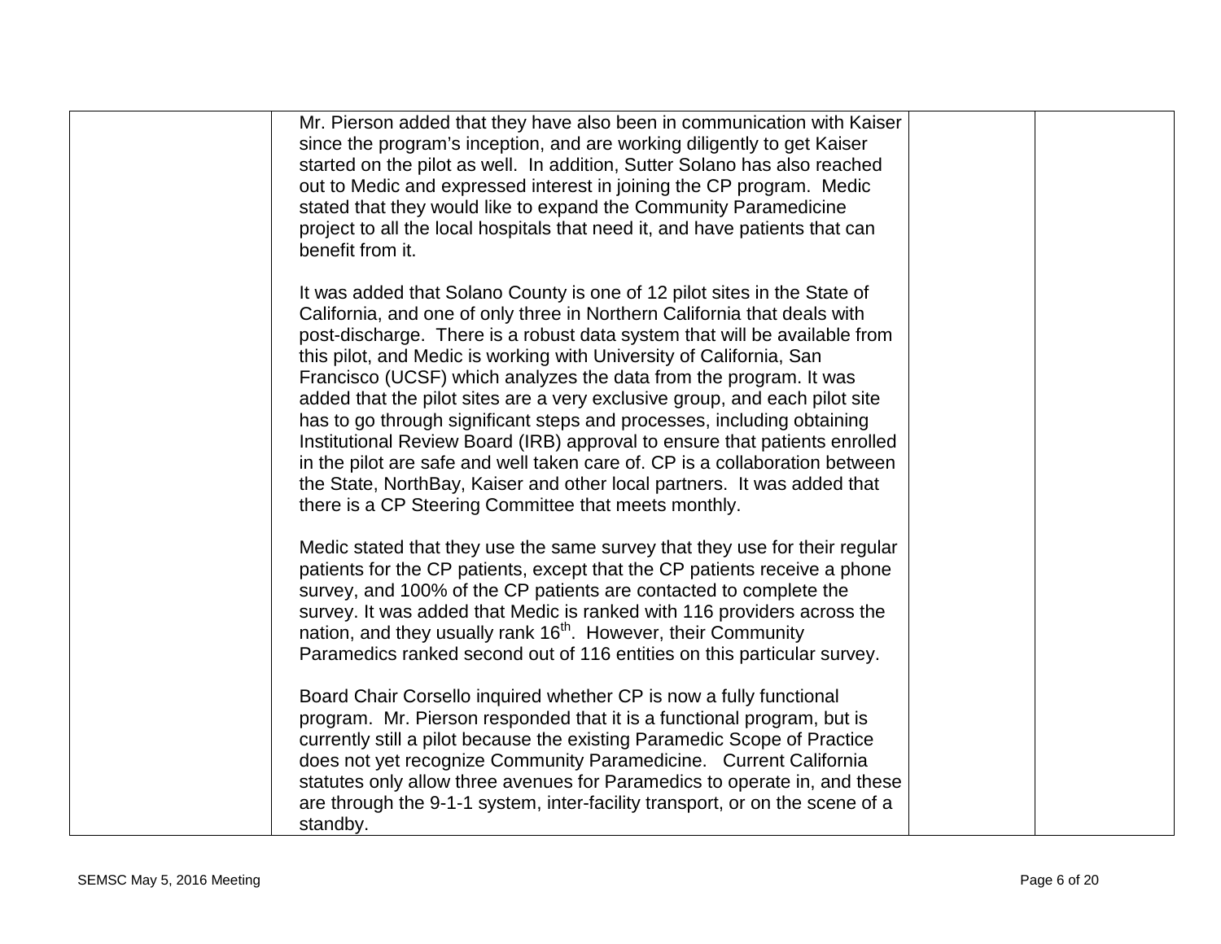|  | Mr. Pierson added that they have also been in communication with Kaiser since the program's inception, and are working diligently to get Kaiser started on the pilot as well. In addition, Sutter Solano has also reached out to Medic and expressed interest in joining the CP program. Medic stated that they would like to expand the Community Paramedicine project to all the local hospitals that need it, and have patients that can benefit from it.<br><br>It was added that Solano County is one of 12 pilot sites in the State of California, and one of only three in Northern California that deals with post-discharge. There is a robust data system that will be available from this pilot, and Medic is working with University of California, San Francisco (UCSF) which analyzes the data from the program. It was added that the pilot sites are a very exclusive group, and each pilot site has to go through significant steps and processes, including obtaining Institutional Review Board (IRB) approval to ensure that patients enrolled in the pilot are safe and well taken care of. CP is a collaboration between the State, NorthBay, Kaiser and other local partners. It was added that there is a CP Steering Committee that meets monthly.<br><br>Medic stated that they use the same survey that they use for their regular patients for the CP patients, except that the CP patients receive a phone survey, and 100% of the CP patients are contacted to complete the survey. It was added that Medic is ranked with 116 providers across the nation, and they usually rank 16th. However, their Community Paramedics ranked second out of 116 entities on this particular survey.<br><br>Board Chair Corsello inquired whether CP is now a fully functional program. Mr. Pierson responded that it is a functional program, but is currently still a pilot because the existing Paramedic Scope of Practice does not yet recognize Community Paramedicine. Current California statutes only allow three avenues for Paramedics to operate in, and these are through the 9-1-1 system, inter-facility transport, or on the scene of a standby. |  |  |
|---|---|---|---|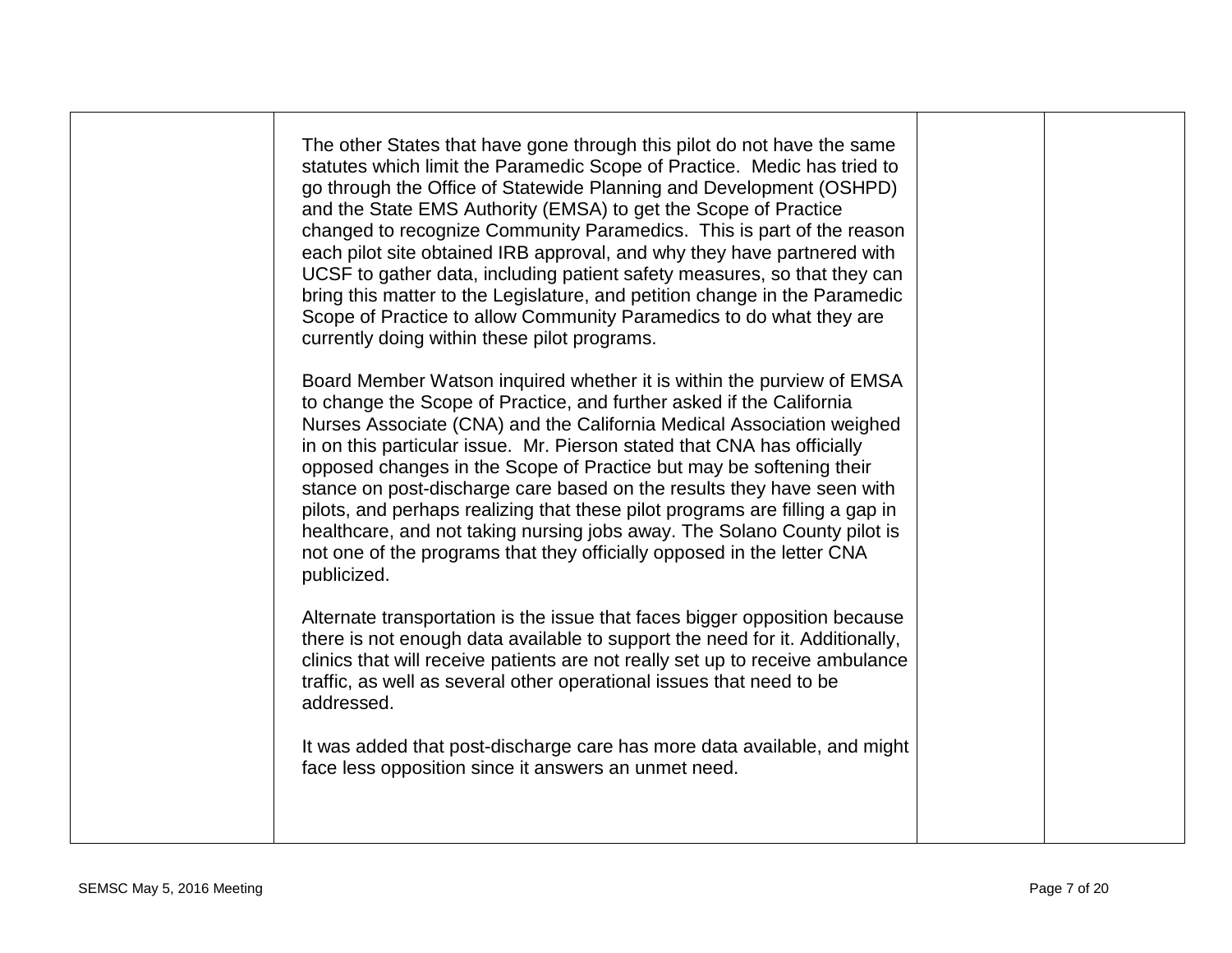|  | The other States that have gone through this pilot do not have the same statutes which limit the Paramedic Scope of Practice. Medic has tried to go through the Office of Statewide Planning and Development (OSHPD) and the State EMS Authority (EMSA) to get the Scope of Practice changed to recognize Community Paramedics. This is part of the reason each pilot site obtained IRB approval, and why they have partnered with UCSF to gather data, including patient safety measures, so that they can bring this matter to the Legislature, and petition change in the Paramedic Scope of Practice to allow Community Paramedics to do what they are currently doing within these pilot programs.<br><br>Board Member Watson inquired whether it is within the purview of EMSA to change the Scope of Practice, and further asked if the California Nurses Associate (CNA) and the California Medical Association weighed in on this particular issue. Mr. Pierson stated that CNA has officially opposed changes in the Scope of Practice but may be softening their stance on post-discharge care based on the results they have seen with pilots, and perhaps realizing that these pilot programs are filling a gap in healthcare, and not taking nursing jobs away. The Solano County pilot is not one of the programs that they officially opposed in the letter CNA publicized.<br><br>Alternate transportation is the issue that faces bigger opposition because there is not enough data available to support the need for it. Additionally, clinics that will receive patients are not really set up to receive ambulance traffic, as well as several other operational issues that need to be addressed.<br><br>It was added that post-discharge care has more data available, and might face less opposition since it answers an unmet need. |  |  |
|---|---|---|---|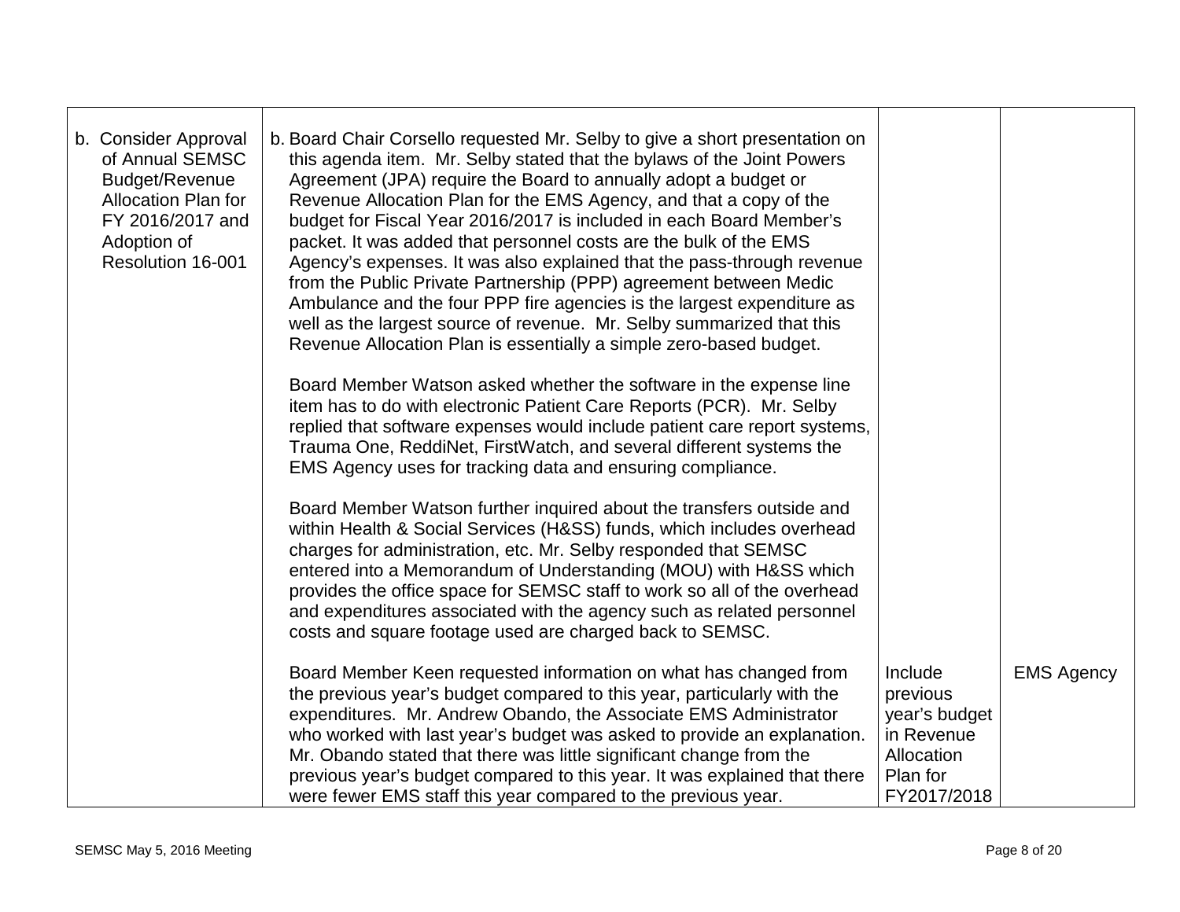| | | | |
|---|---|---|---|
| b. Consider Approval of Annual SEMSC Budget/Revenue Allocation Plan for FY 2016/2017 and Adoption of Resolution 16-001 | b. Board Chair Corsello requested Mr. Selby to give a short presentation on this agenda item. Mr. Selby stated that the bylaws of the Joint Powers Agreement (JPA) require the Board to annually adopt a budget or Revenue Allocation Plan for the EMS Agency, and that a copy of the budget for Fiscal Year 2016/2017 is included in each Board Member's packet. It was added that personnel costs are the bulk of the EMS Agency's expenses. It was also explained that the pass-through revenue from the Public Private Partnership (PPP) agreement between Medic Ambulance and the four PPP fire agencies is the largest expenditure as well as the largest source of revenue. Mr. Selby summarized that this Revenue Allocation Plan is essentially a simple zero-based budget.<br><br>Board Member Watson asked whether the software in the expense line item has to do with electronic Patient Care Reports (PCR). Mr. Selby replied that software expenses would include patient care report systems, Trauma One, ReddiNet, FirstWatch, and several different systems the EMS Agency uses for tracking data and ensuring compliance.<br><br>Board Member Watson further inquired about the transfers outside and within Health & Social Services (H&SS) funds, which includes overhead charges for administration, etc. Mr. Selby responded that SEMSC entered into a Memorandum of Understanding (MOU) with H&SS which provides the office space for SEMSC staff to work so all of the overhead and expenditures associated with the agency such as related personnel costs and square footage used are charged back to SEMSC.<br><br>Board Member Keen requested information on what has changed from the previous year's budget compared to this year, particularly with the expenditures. Mr. Andrew Obando, the Associate EMS Administrator who worked with last year's budget was asked to provide an explanation. Mr. Obando stated that there was little significant change from the previous year's budget compared to this year. It was explained that there were fewer EMS staff this year compared to the previous year. | Include previous year's budget in Revenue Allocation Plan for FY2017/2018 | EMS Agency |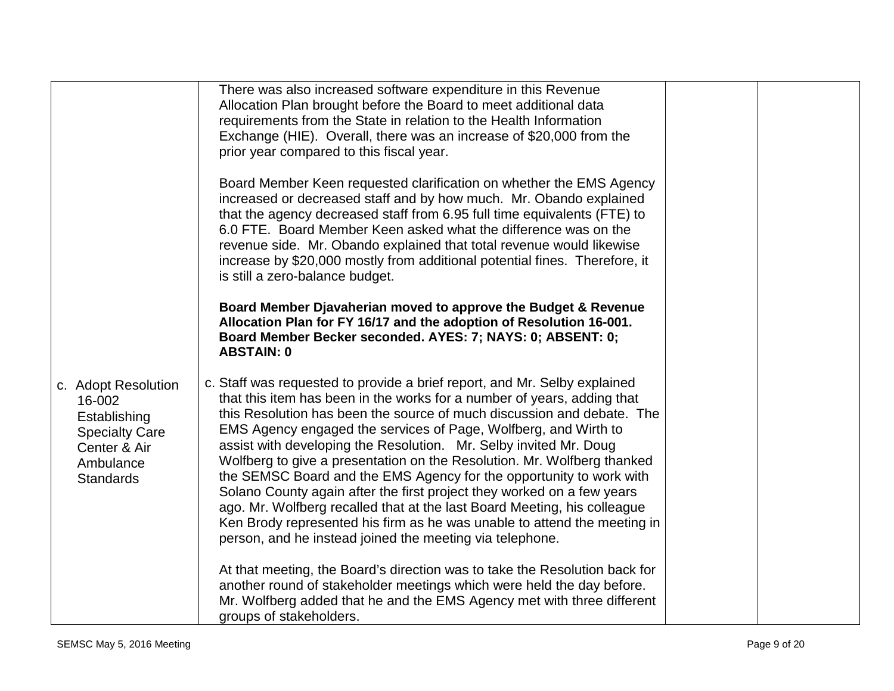| | | | |
|---|---|---|---|
| | There was also increased software expenditure in this Revenue Allocation Plan brought before the Board to meet additional data requirements from the State in relation to the Health Information Exchange (HIE). Overall, there was an increase of $20,000 from the prior year compared to this fiscal year.<br><br>Board Member Keen requested clarification on whether the EMS Agency increased or decreased staff and by how much. Mr. Obando explained that the agency decreased staff from 6.95 full time equivalents (FTE) to 6.0 FTE. Board Member Keen asked what the difference was on the revenue side. Mr. Obando explained that total revenue would likewise increase by $20,000 mostly from additional potential fines. Therefore, it is still a zero-balance budget.<br><br>**Board Member Djavaherian moved to approve the Budget & Revenue Allocation Plan for FY 16/17 and the adoption of Resolution 16-001. Board Member Becker seconded. AYES: 7; NAYS: 0; ABSENT: 0; ABSTAIN: 0** | | |
| c. Adopt Resolution 16-002 Establishing Specialty Care Center & Air Ambulance Standards | c. Staff was requested to provide a brief report, and Mr. Selby explained that this item has been in the works for a number of years, adding that this Resolution has been the source of much discussion and debate. The EMS Agency engaged the services of Page, Wolfberg, and Wirth to assist with developing the Resolution. Mr. Selby invited Mr. Doug Wolfberg to give a presentation on the Resolution. Mr. Wolfberg thanked the SEMSC Board and the EMS Agency for the opportunity to work with Solano County again after the first project they worked on a few years ago. Mr. Wolfberg recalled that at the last Board Meeting, his colleague Ken Brody represented his firm as he was unable to attend the meeting in person, and he instead joined the meeting via telephone.<br><br>At that meeting, the Board's direction was to take the Resolution back for another round of stakeholder meetings which were held the day before. Mr. Wolfberg added that he and the EMS Agency met with three different groups of stakeholders. | | |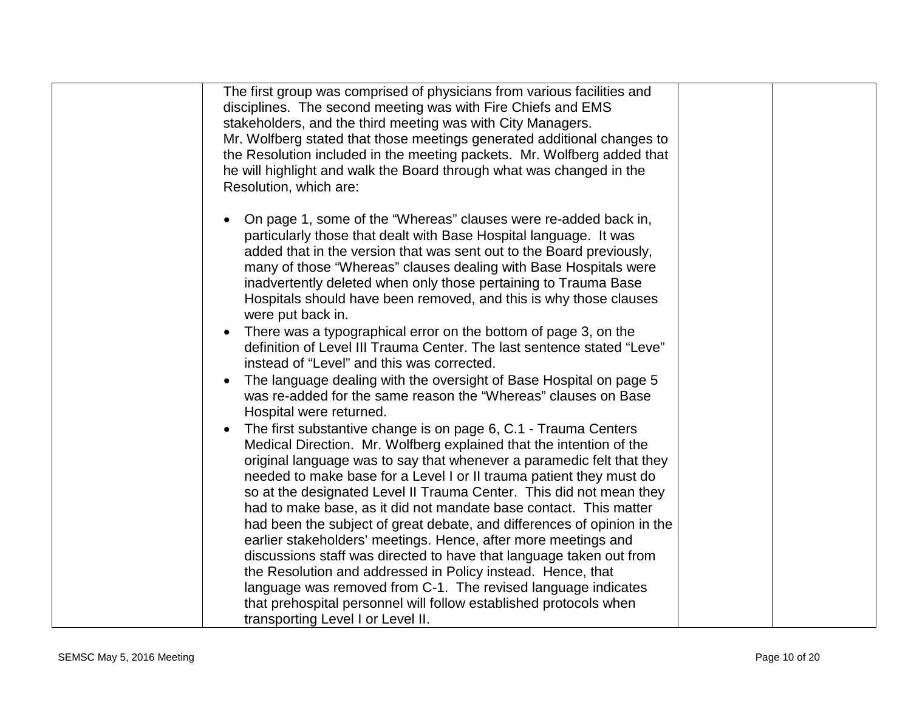| | | | |
|---|---|---|---|
| | The first group was comprised of physicians from various facilities and disciplines. The second meeting was with Fire Chiefs and EMS stakeholders, and the third meeting was with City Managers.<br>Mr. Wolfberg stated that those meetings generated additional changes to the Resolution included in the meeting packets. Mr. Wolfberg added that he will highlight and walk the Board through what was changed in the Resolution, which are:<br><br>• On page 1, some of the "Whereas" clauses were re-added back in, particularly those that dealt with Base Hospital language. It was added that in the version that was sent out to the Board previously, many of those "Whereas" clauses dealing with Base Hospitals were inadvertently deleted when only those pertaining to Trauma Base Hospitals should have been removed, and this is why those clauses were put back in.<br>• There was a typographical error on the bottom of page 3, on the definition of Level III Trauma Center. The last sentence stated "Leve" instead of "Level" and this was corrected.<br>• The language dealing with the oversight of Base Hospital on page 5 was re-added for the same reason the "Whereas" clauses on Base Hospital were returned.<br>• The first substantive change is on page 6, C.1 - Trauma Centers Medical Direction. Mr. Wolfberg explained that the intention of the original language was to say that whenever a paramedic felt that they needed to make base for a Level I or II trauma patient they must do so at the designated Level II Trauma Center. This did not mean they had to make base, as it did not mandate base contact. This matter had been the subject of great debate, and differences of opinion in the earlier stakeholders' meetings. Hence, after more meetings and discussions staff was directed to have that language taken out from the Resolution and addressed in Policy instead. Hence, that language was removed from C-1. The revised language indicates that prehospital personnel will follow established protocols when transporting Level I or Level II. | | |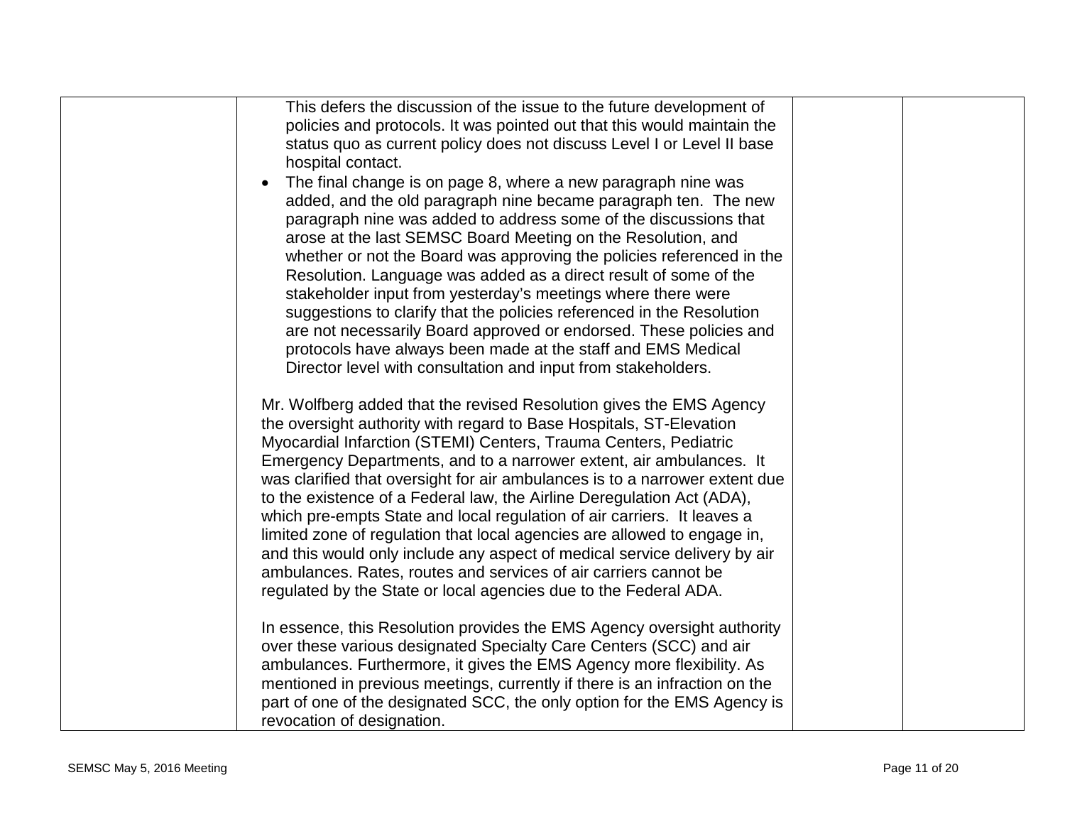| | | | |
|---|---|---|---|
| | This defers the discussion of the issue to the future development of policies and protocols. It was pointed out that this would maintain the status quo as current policy does not discuss Level I or Level II base hospital contact.<br>• The final change is on page 8, where a new paragraph nine was added, and the old paragraph nine became paragraph ten. The new paragraph nine was added to address some of the discussions that arose at the last SEMSC Board Meeting on the Resolution, and whether or not the Board was approving the policies referenced in the Resolution. Language was added as a direct result of some of the stakeholder input from yesterday's meetings where there were suggestions to clarify that the policies referenced in the Resolution are not necessarily Board approved or endorsed. These policies and protocols have always been made at the staff and EMS Medical Director level with consultation and input from stakeholders.<br><br>Mr. Wolfberg added that the revised Resolution gives the EMS Agency the oversight authority with regard to Base Hospitals, ST-Elevation Myocardial Infarction (STEMI) Centers, Trauma Centers, Pediatric Emergency Departments, and to a narrower extent, air ambulances. It was clarified that oversight for air ambulances is to a narrower extent due to the existence of a Federal law, the Airline Deregulation Act (ADA), which pre-empts State and local regulation of air carriers. It leaves a limited zone of regulation that local agencies are allowed to engage in, and this would only include any aspect of medical service delivery by air ambulances. Rates, routes and services of air carriers cannot be regulated by the State or local agencies due to the Federal ADA.<br><br>In essence, this Resolution provides the EMS Agency oversight authority over these various designated Specialty Care Centers (SCC) and air ambulances. Furthermore, it gives the EMS Agency more flexibility. As mentioned in previous meetings, currently if there is an infraction on the part of one of the designated SCC, the only option for the EMS Agency is revocation of designation. | | |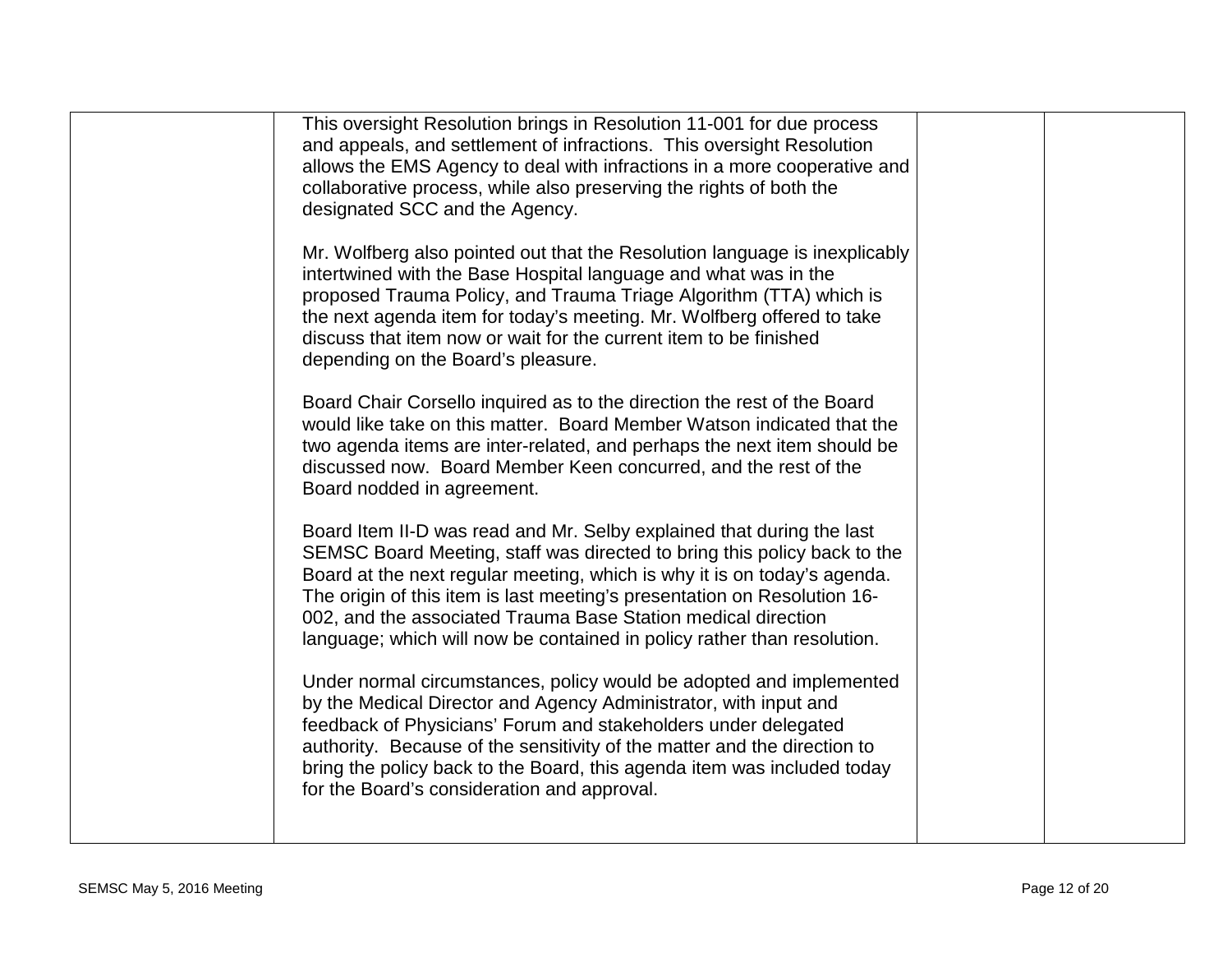| | | | |
|---|---|---|---|
| | This oversight Resolution brings in Resolution 11-001 for due process and appeals, and settlement of infractions. This oversight Resolution allows the EMS Agency to deal with infractions in a more cooperative and collaborative process, while also preserving the rights of both the designated SCC and the Agency.<br><br>Mr. Wolfberg also pointed out that the Resolution language is inexplicably intertwined with the Base Hospital language and what was in the proposed Trauma Policy, and Trauma Triage Algorithm (TTA) which is the next agenda item for today's meeting. Mr. Wolfberg offered to take discuss that item now or wait for the current item to be finished depending on the Board's pleasure.<br><br>Board Chair Corsello inquired as to the direction the rest of the Board would like take on this matter. Board Member Watson indicated that the two agenda items are inter-related, and perhaps the next item should be discussed now. Board Member Keen concurred, and the rest of the Board nodded in agreement.<br><br>Board Item II-D was read and Mr. Selby explained that during the last SEMSC Board Meeting, staff was directed to bring this policy back to the Board at the next regular meeting, which is why it is on today's agenda. The origin of this item is last meeting's presentation on Resolution 16-002, and the associated Trauma Base Station medical direction language; which will now be contained in policy rather than resolution.<br><br>Under normal circumstances, policy would be adopted and implemented by the Medical Director and Agency Administrator, with input and feedback of Physicians' Forum and stakeholders under delegated authority. Because of the sensitivity of the matter and the direction to bring the policy back to the Board, this agenda item was included today for the Board's consideration and approval. | | |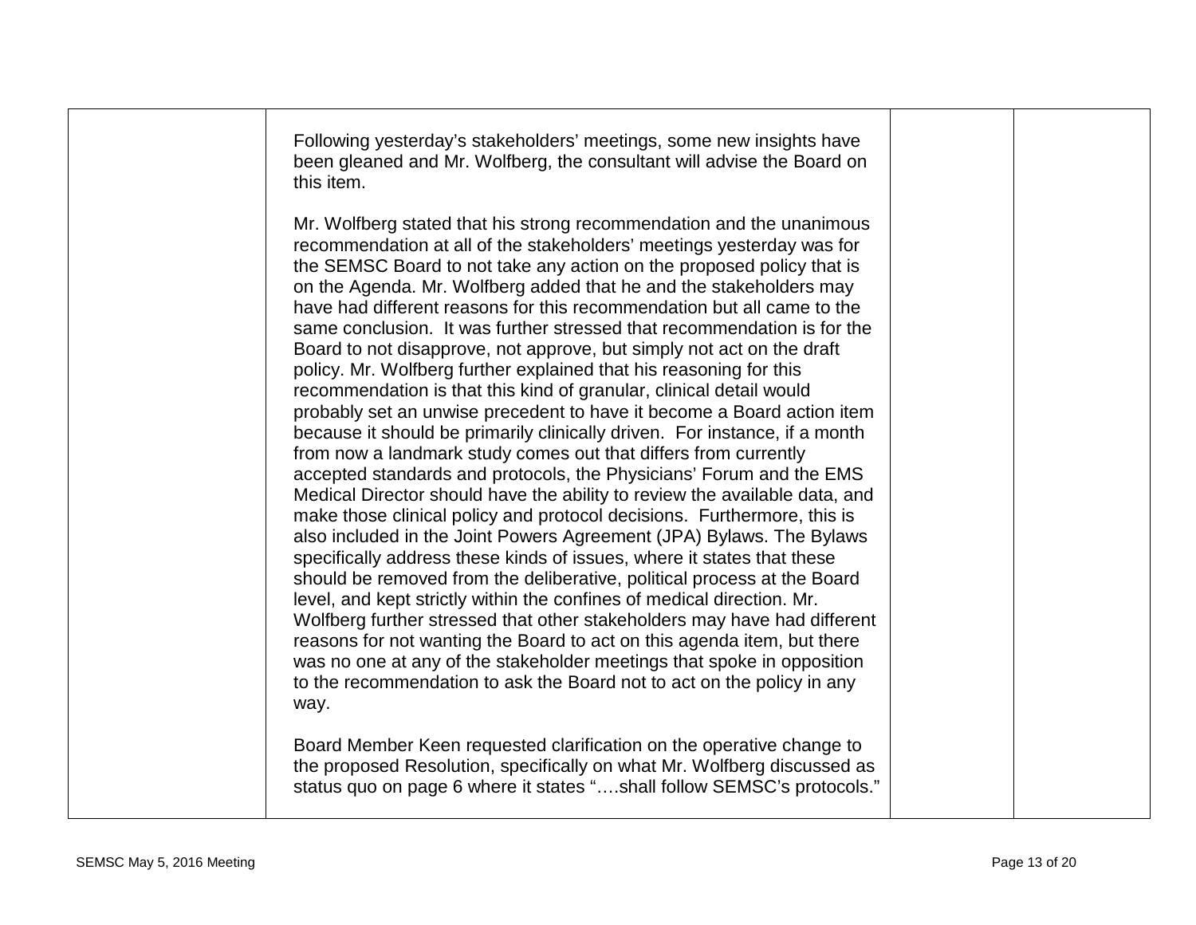| | | | |
|---|---|---|---|
| | Following yesterday's stakeholders' meetings, some new insights have been gleaned and Mr. Wolfberg, the consultant will advise the Board on this item.<br><br>Mr. Wolfberg stated that his strong recommendation and the unanimous recommendation at all of the stakeholders' meetings yesterday was for the SEMSC Board to not take any action on the proposed policy that is on the Agenda. Mr. Wolfberg added that he and the stakeholders may have had different reasons for this recommendation but all came to the same conclusion. It was further stressed that recommendation is for the Board to not disapprove, not approve, but simply not act on the draft policy. Mr. Wolfberg further explained that his reasoning for this recommendation is that this kind of granular, clinical detail would probably set an unwise precedent to have it become a Board action item because it should be primarily clinically driven. For instance, if a month from now a landmark study comes out that differs from currently accepted standards and protocols, the Physicians' Forum and the EMS Medical Director should have the ability to review the available data, and make those clinical policy and protocol decisions. Furthermore, this is also included in the Joint Powers Agreement (JPA) Bylaws. The Bylaws specifically address these kinds of issues, where it states that these should be removed from the deliberative, political process at the Board level, and kept strictly within the confines of medical direction. Mr. Wolfberg further stressed that other stakeholders may have had different reasons for not wanting the Board to act on this agenda item, but there was no one at any of the stakeholder meetings that spoke in opposition to the recommendation to ask the Board not to act on the policy in any way.<br><br>Board Member Keen requested clarification on the operative change to the proposed Resolution, specifically on what Mr. Wolfberg discussed as status quo on page 6 where it states "….shall follow SEMSC's protocols." | | |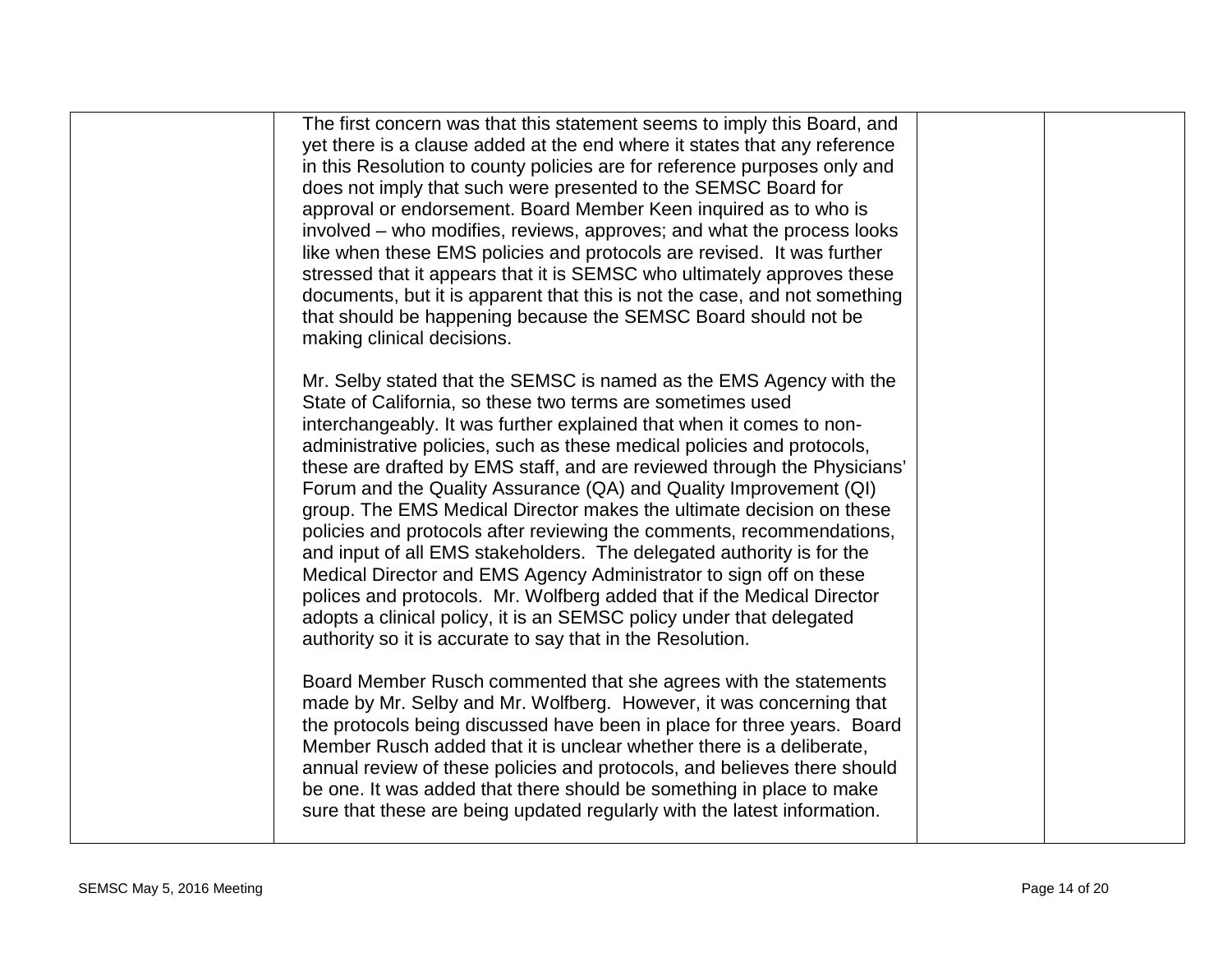| | | | |
|---|---|---|---|
| | The first concern was that this statement seems to imply this Board, and yet there is a clause added at the end where it states that any reference in this Resolution to county policies are for reference purposes only and does not imply that such were presented to the SEMSC Board for approval or endorsement. Board Member Keen inquired as to who is involved – who modifies, reviews, approves; and what the process looks like when these EMS policies and protocols are revised. It was further stressed that it appears that it is SEMSC who ultimately approves these documents, but it is apparent that this is not the case, and not something that should be happening because the SEMSC Board should not be making clinical decisions.<br><br>Mr. Selby stated that the SEMSC is named as the EMS Agency with the State of California, so these two terms are sometimes used interchangeably. It was further explained that when it comes to non-administrative policies, such as these medical policies and protocols, these are drafted by EMS staff, and are reviewed through the Physicians' Forum and the Quality Assurance (QA) and Quality Improvement (QI) group. The EMS Medical Director makes the ultimate decision on these policies and protocols after reviewing the comments, recommendations, and input of all EMS stakeholders. The delegated authority is for the Medical Director and EMS Agency Administrator to sign off on these polices and protocols. Mr. Wolfberg added that if the Medical Director adopts a clinical policy, it is an SEMSC policy under that delegated authority so it is accurate to say that in the Resolution.<br><br>Board Member Rusch commented that she agrees with the statements made by Mr. Selby and Mr. Wolfberg. However, it was concerning that the protocols being discussed have been in place for three years. Board Member Rusch added that it is unclear whether there is a deliberate, annual review of these policies and protocols, and believes there should be one. It was added that there should be something in place to make sure that these are being updated regularly with the latest information. | | |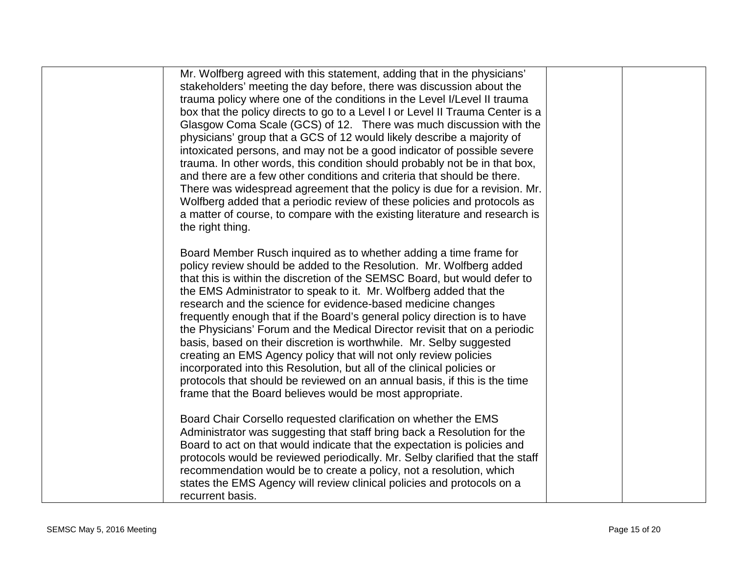| | | | |
|---|---|---|---|
| | Mr. Wolfberg agreed with this statement, adding that in the physicians' stakeholders' meeting the day before, there was discussion about the trauma policy where one of the conditions in the Level I/Level II trauma box that the policy directs to go to a Level I or Level II Trauma Center is a Glasgow Coma Scale (GCS) of 12. There was much discussion with the physicians' group that a GCS of 12 would likely describe a majority of intoxicated persons, and may not be a good indicator of possible severe trauma. In other words, this condition should probably not be in that box, and there are a few other conditions and criteria that should be there. There was widespread agreement that the policy is due for a revision. Mr. Wolfberg added that a periodic review of these policies and protocols as a matter of course, to compare with the existing literature and research is the right thing.<br><br>Board Member Rusch inquired as to whether adding a time frame for policy review should be added to the Resolution. Mr. Wolfberg added that this is within the discretion of the SEMSC Board, but would defer to the EMS Administrator to speak to it. Mr. Wolfberg added that the research and the science for evidence-based medicine changes frequently enough that if the Board's general policy direction is to have the Physicians' Forum and the Medical Director revisit that on a periodic basis, based on their discretion is worthwhile. Mr. Selby suggested creating an EMS Agency policy that will not only review policies incorporated into this Resolution, but all of the clinical policies or protocols that should be reviewed on an annual basis, if this is the time frame that the Board believes would be most appropriate.<br><br>Board Chair Corsello requested clarification on whether the EMS Administrator was suggesting that staff bring back a Resolution for the Board to act on that would indicate that the expectation is policies and protocols would be reviewed periodically. Mr. Selby clarified that the staff recommendation would be to create a policy, not a resolution, which states the EMS Agency will review clinical policies and protocols on a recurrent basis. | | |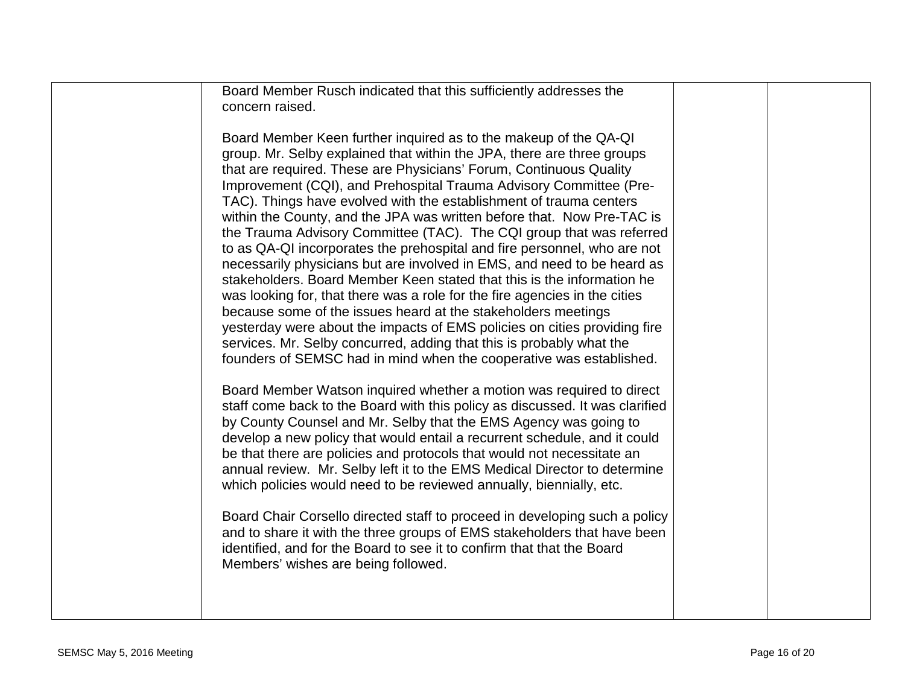| | | | |
|---|---|---|---|
| | Board Member Rusch indicated that this sufficiently addresses the concern raised.<br><br>Board Member Keen further inquired as to the makeup of the QA-QI group. Mr. Selby explained that within the JPA, there are three groups that are required. These are Physicians' Forum, Continuous Quality Improvement (CQI), and Prehospital Trauma Advisory Committee (Pre-TAC). Things have evolved with the establishment of trauma centers within the County, and the JPA was written before that. Now Pre-TAC is the Trauma Advisory Committee (TAC). The CQI group that was referred to as QA-QI incorporates the prehospital and fire personnel, who are not necessarily physicians but are involved in EMS, and need to be heard as stakeholders. Board Member Keen stated that this is the information he was looking for, that there was a role for the fire agencies in the cities because some of the issues heard at the stakeholders meetings yesterday were about the impacts of EMS policies on cities providing fire services. Mr. Selby concurred, adding that this is probably what the founders of SEMSC had in mind when the cooperative was established.<br><br>Board Member Watson inquired whether a motion was required to direct staff come back to the Board with this policy as discussed. It was clarified by County Counsel and Mr. Selby that the EMS Agency was going to develop a new policy that would entail a recurrent schedule, and it could be that there are policies and protocols that would not necessitate an annual review. Mr. Selby left it to the EMS Medical Director to determine which policies would need to be reviewed annually, biennially, etc.<br><br>Board Chair Corsello directed staff to proceed in developing such a policy and to share it with the three groups of EMS stakeholders that have been identified, and for the Board to see it to confirm that that the Board Members' wishes are being followed. | | |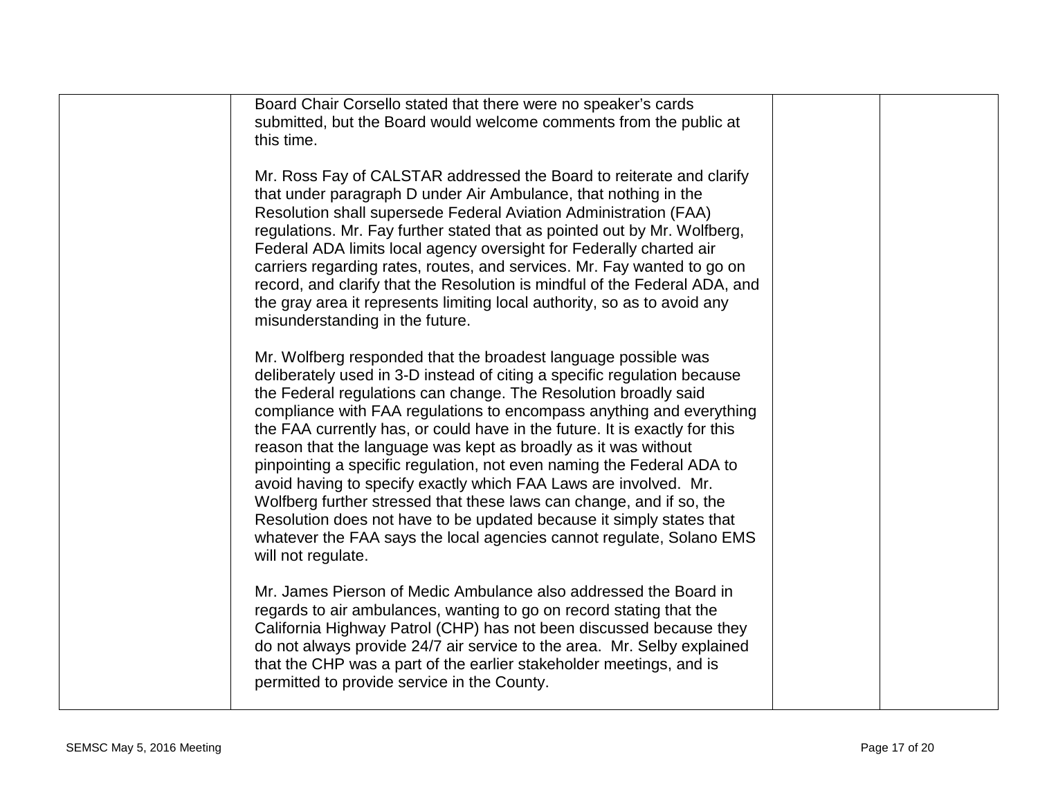| | | | |
|---|---|---|---|
| | Board Chair Corsello stated that there were no speaker's cards submitted, but the Board would welcome comments from the public at this time.<br><br>Mr. Ross Fay of CALSTAR addressed the Board to reiterate and clarify that under paragraph D under Air Ambulance, that nothing in the Resolution shall supersede Federal Aviation Administration (FAA) regulations. Mr. Fay further stated that as pointed out by Mr. Wolfberg, Federal ADA limits local agency oversight for Federally charted air carriers regarding rates, routes, and services. Mr. Fay wanted to go on record, and clarify that the Resolution is mindful of the Federal ADA, and the gray area it represents limiting local authority, so as to avoid any misunderstanding in the future.<br><br>Mr. Wolfberg responded that the broadest language possible was deliberately used in 3-D instead of citing a specific regulation because the Federal regulations can change. The Resolution broadly said compliance with FAA regulations to encompass anything and everything the FAA currently has, or could have in the future. It is exactly for this reason that the language was kept as broadly as it was without pinpointing a specific regulation, not even naming the Federal ADA to avoid having to specify exactly which FAA Laws are involved. Mr. Wolfberg further stressed that these laws can change, and if so, the Resolution does not have to be updated because it simply states that whatever the FAA says the local agencies cannot regulate, Solano EMS will not regulate.<br><br>Mr. James Pierson of Medic Ambulance also addressed the Board in regards to air ambulances, wanting to go on record stating that the California Highway Patrol (CHP) has not been discussed because they do not always provide 24/7 air service to the area. Mr. Selby explained that the CHP was a part of the earlier stakeholder meetings, and is permitted to provide service in the County. | | |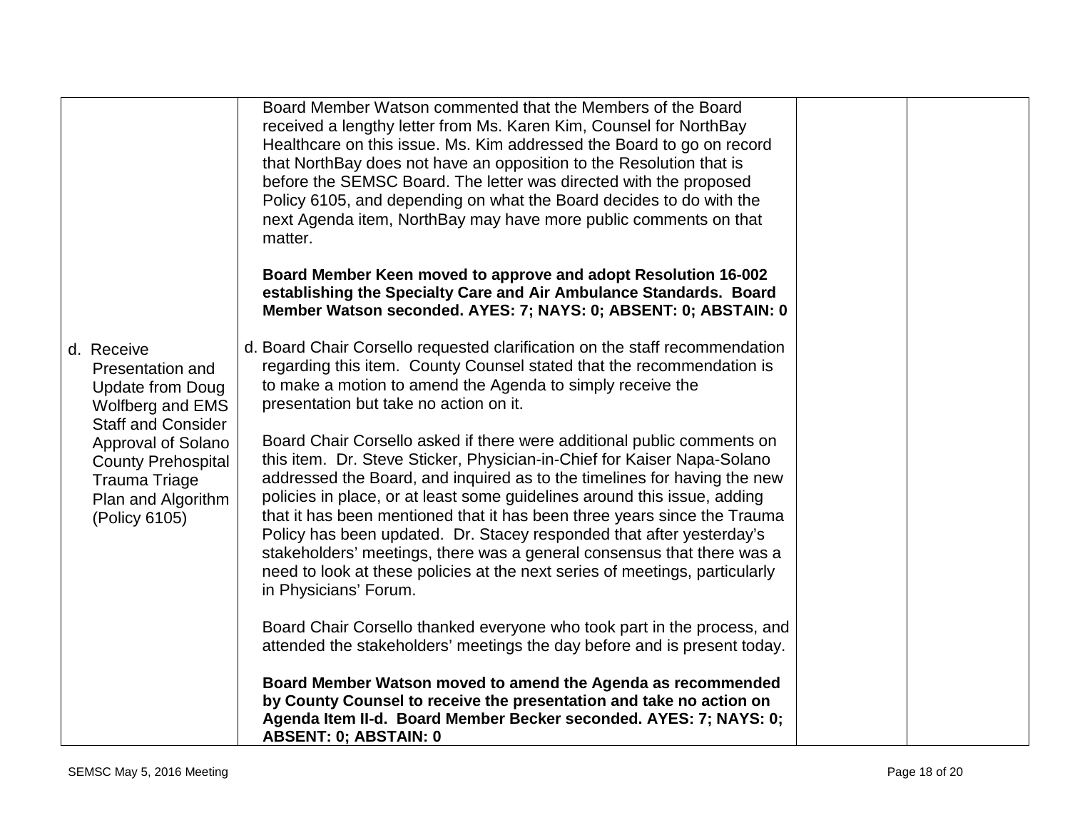| | | | |
|---|---|---|---|
| | Board Member Watson commented that the Members of the Board received a lengthy letter from Ms. Karen Kim, Counsel for NorthBay Healthcare on this issue. Ms. Kim addressed the Board to go on record that NorthBay does not have an opposition to the Resolution that is before the SEMSC Board. The letter was directed with the proposed Policy 6105, and depending on what the Board decides to do with the next Agenda item, NorthBay may have more public comments on that matter.<br><br>**Board Member Keen moved to approve and adopt Resolution 16-002 establishing the Specialty Care and Air Ambulance Standards. Board Member Watson seconded. AYES: 7; NAYS: 0; ABSENT: 0; ABSTAIN: 0** | | |
| d. Receive Presentation and Update from Doug Wolfberg and EMS Staff and Consider Approval of Solano County Prehospital Trauma Triage Plan and Algorithm (Policy 6105) | d. Board Chair Corsello requested clarification on the staff recommendation regarding this item. County Counsel stated that the recommendation is to make a motion to amend the Agenda to simply receive the presentation but take no action on it.<br><br>Board Chair Corsello asked if there were additional public comments on this item. Dr. Steve Sticker, Physician-in-Chief for Kaiser Napa-Solano addressed the Board, and inquired as to the timelines for having the new policies in place, or at least some guidelines around this issue, adding that it has been mentioned that it has been three years since the Trauma Policy has been updated. Dr. Stacey responded that after yesterday's stakeholders' meetings, there was a general consensus that there was a need to look at these policies at the next series of meetings, particularly in Physicians' Forum.<br><br>Board Chair Corsello thanked everyone who took part in the process, and attended the stakeholders' meetings the day before and is present today.<br><br>**Board Member Watson moved to amend the Agenda as recommended by County Counsel to receive the presentation and take no action on Agenda Item II-d. Board Member Becker seconded. AYES: 7; NAYS: 0; ABSENT: 0; ABSTAIN: 0** | | |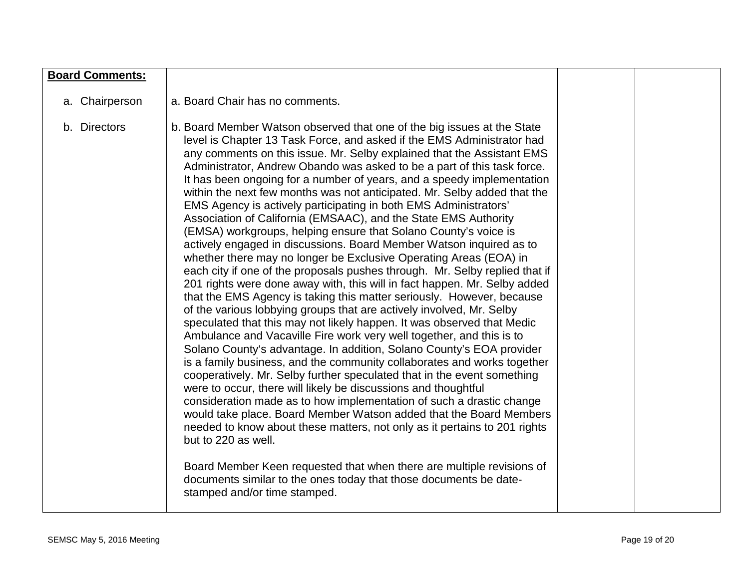| **Board Comments:** | | | |
|---|---|---|---|
| a. Chairperson | a. Board Chair has no comments. | | |
| b. Directors | b. Board Member Watson observed that one of the big issues at the State level is Chapter 13 Task Force, and asked if the EMS Administrator had any comments on this issue. Mr. Selby explained that the Assistant EMS Administrator, Andrew Obando was asked to be a part of this task force. It has been ongoing for a number of years, and a speedy implementation within the next few months was not anticipated. Mr. Selby added that the EMS Agency is actively participating in both EMS Administrators' Association of California (EMSAAC), and the State EMS Authority (EMSA) workgroups, helping ensure that Solano County's voice is actively engaged in discussions. Board Member Watson inquired as to whether there may no longer be Exclusive Operating Areas (EOA) in each city if one of the proposals pushes through. Mr. Selby replied that if 201 rights were done away with, this will in fact happen. Mr. Selby added that the EMS Agency is taking this matter seriously. However, because of the various lobbying groups that are actively involved, Mr. Selby speculated that this may not likely happen. It was observed that Medic Ambulance and Vacaville Fire work very well together, and this is to Solano County's advantage. In addition, Solano County's EOA provider is a family business, and the community collaborates and works together cooperatively. Mr. Selby further speculated that in the event something were to occur, there will likely be discussions and thoughtful consideration made as to how implementation of such a drastic change would take place. Board Member Watson added that the Board Members needed to know about these matters, not only as it pertains to 201 rights but to 220 as well.<br><br>Board Member Keen requested that when there are multiple revisions of documents similar to the ones today that those documents be date-stamped and/or time stamped. | | |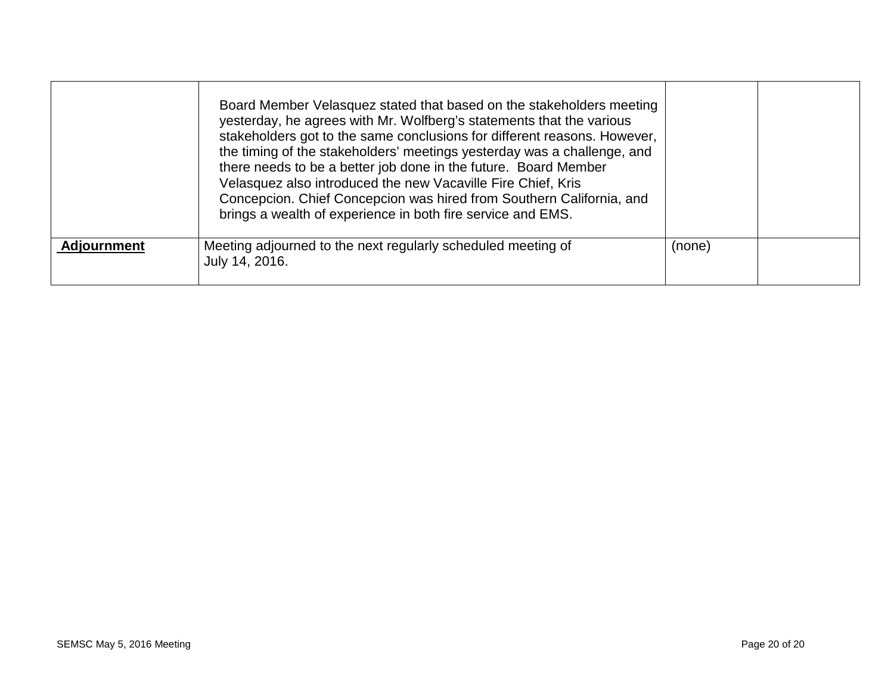| | | | |
|---|---|---|---|
| | Board Member Velasquez stated that based on the stakeholders meeting yesterday, he agrees with Mr. Wolfberg's statements that the various stakeholders got to the same conclusions for different reasons. However, the timing of the stakeholders' meetings yesterday was a challenge, and there needs to be a better job done in the future. Board Member Velasquez also introduced the new Vacaville Fire Chief, Kris Concepcion. Chief Concepcion was hired from Southern California, and brings a wealth of experience in both fire service and EMS. | | |
| **Adjournment** | Meeting adjourned to the next regularly scheduled meeting of July 14, 2016. | (none) | |